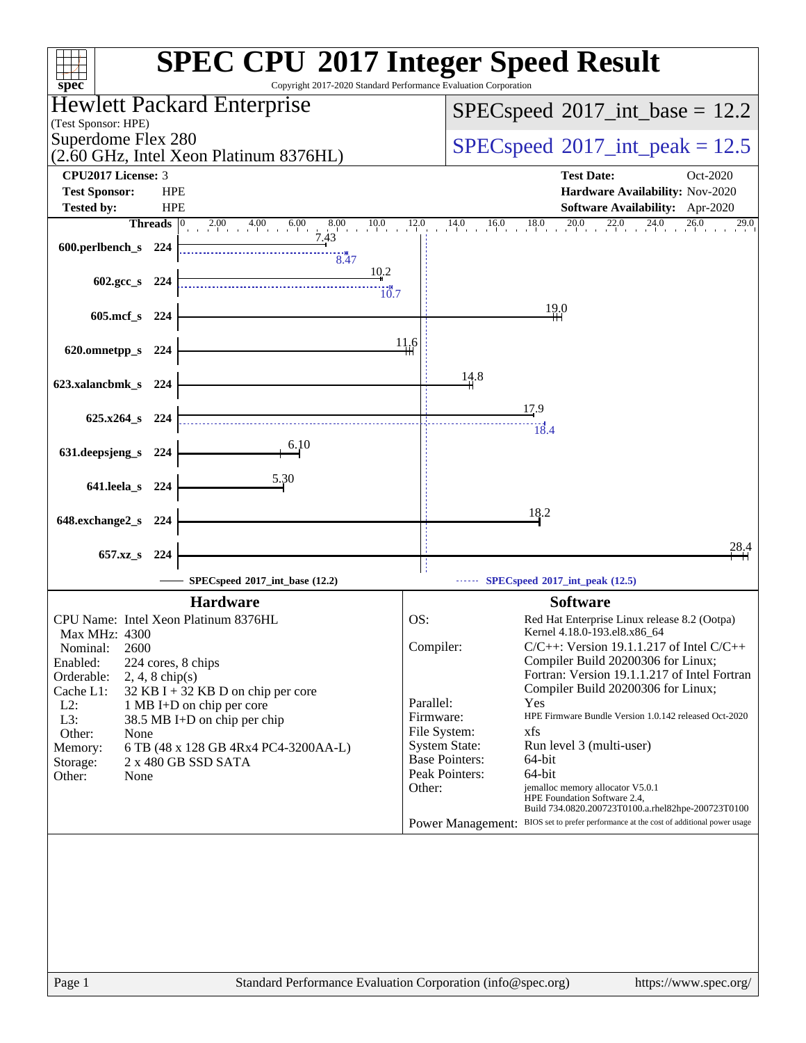# SPEC CPU 2017 Integer Speed Result

Copyright 2017-2020 Standard Performance Evaluation Corporation

## Hewlett Packard Enterprise

(Test Sponsor: HPE)

Superdome Flex 280

(2.60 GHz, Intel Xeon Platinum 8376HL)

**SPECspeed 2017_int_base = 12.2**

**SPECspeed 2017_int_peak = 12.5**

| | | | |
|---|---|---|---|
| **CPU2017 License:** | 3 | **Test Date:** | Oct-2020 |
| **Test Sponsor:** | HPE | **Hardware Availability:** | Nov-2020 |
| **Tested by:** | HPE | **Software Availability:** | Apr-2020 |

| Benchmark | Threads | Base | Peak |
|---|---|---|---|
| 600.perlbench_s | 224 | 7.43 | 8.47 |
| 602.gcc_s | 224 | 10.2 | 10.7 |
| 605.mcf_s | 224 | 19.0 | |
| 620.omnetpp_s | 224 | 11.6 | |
| 623.xalancbmk_s | 224 | 14.8 | |
| 625.x264_s | 224 | 17.9 | 18.4 |
| 631.deepsjeng_s | 224 | 6.10 | |
| 641.leela_s | 224 | 5.30 | |
| 648.exchange2_s | 224 | 18.2 | |
| 657.xz_s | 224 | 28.4 | |

SPECspeed 2017_int_base (12.2) — SPECspeed 2017_int_peak (12.5)

## Hardware

| | |
|---|---|
| CPU Name: | Intel Xeon Platinum 8376HL |
| Max MHz: | 4300 |
| Nominal: | 2600 |
| Enabled: | 224 cores, 8 chips |
| Orderable: | 2, 4, 8 chip(s) |
| Cache L1: | 32 KB I + 32 KB D on chip per core |
| L2: | 1 MB I+D on chip per core |
| L3: | 38.5 MB I+D on chip per chip |
| Other: | None |
| Memory: | 6 TB (48 x 128 GB 4Rx4 PC4-3200AA-L) |
| Storage: | 2 x 480 GB SSD SATA |
| Other: | None |

## Software

| | |
|---|---|
| OS: | Red Hat Enterprise Linux release 8.2 (Ootpa) Kernel 4.18.0-193.el8.x86_64 |
| Compiler: | C/C++: Version 19.1.1.217 of Intel C/C++ Compiler Build 20200306 for Linux; Fortran: Version 19.1.1.217 of Intel Fortran Compiler Build 20200306 for Linux; |
| Parallel: | Yes |
| Firmware: | HPE Firmware Bundle Version 1.0.142 released Oct-2020 |
| File System: | xfs |
| System State: | Run level 3 (multi-user) |
| Base Pointers: | 64-bit |
| Peak Pointers: | 64-bit |
| Other: | jemalloc memory allocator V5.0.1 HPE Foundation Software 2.4, Build 734.0820.200723T0100.a.rhel82hpe-200723T0100 |
| Power Management: | BIOS set to prefer performance at the cost of additional power usage |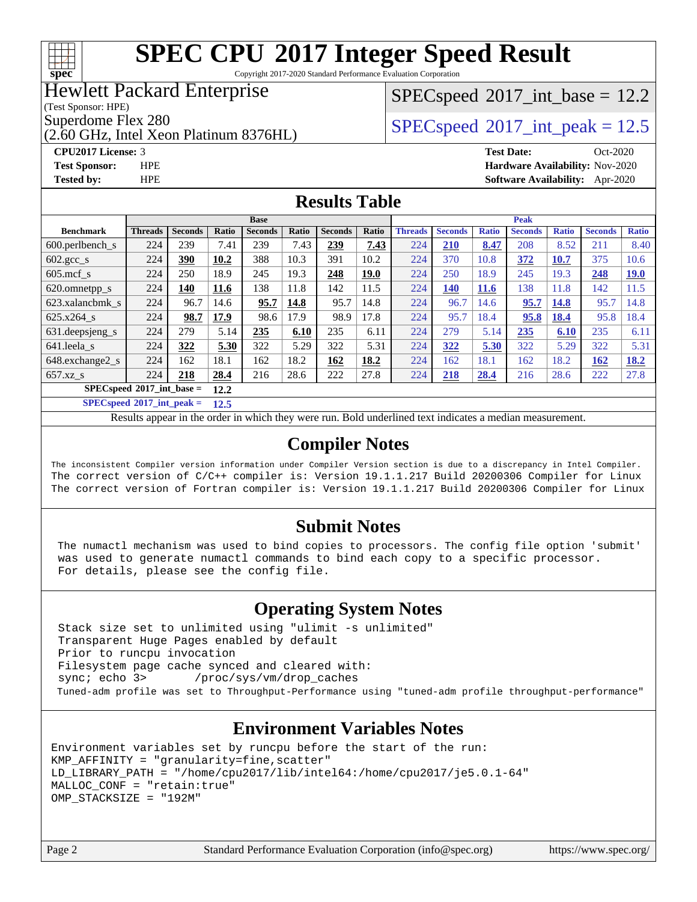# SPEC CPU 2017 Integer Speed Result

Copyright 2017-2020 Standard Performance Evaluation Corporation

**Hewlett Packard Enterprise**
(Test Sponsor: HPE)
Superdome Flex 280
(2.60 GHz, Intel Xeon Platinum 8376HL)

SPECspeed 2017_int_base = 12.2

SPECspeed 2017_int_peak = 12.5

**CPU2017 License:** 3
**Test Sponsor:** HPE
**Tested by:** HPE

**Test Date:** Oct-2020
**Hardware Availability:** Nov-2020
**Software Availability:** Apr-2020

## Results Table

| Benchmark | Base | | | | | | | Peak | | | | | | |
|---|---|---|---|---|---|---|---|---|---|---|---|---|---|---|
| | Threads | Seconds | Ratio | Seconds | Ratio | Seconds | Ratio | Threads | Seconds | Ratio | Seconds | Ratio | Seconds | Ratio |
| 600.perlbench_s | 224 | 239 | 7.41 | 239 | 7.43 | **239** | **7.43** | 224 | **210** | **8.47** | 208 | 8.52 | 211 | 8.40 |
| 602.gcc_s | 224 | **390** | **10.2** | 388 | 10.3 | 391 | 10.2 | 224 | 370 | 10.8 | **372** | **10.7** | 375 | 10.6 |
| 605.mcf_s | 224 | 250 | 18.9 | 245 | 19.3 | **248** | **19.0** | 224 | 250 | 18.9 | 245 | 19.3 | **248** | **19.0** |
| 620.omnetpp_s | 224 | **140** | **11.6** | 138 | 11.8 | 142 | 11.5 | 224 | **140** | **11.6** | 138 | 11.8 | 142 | 11.5 |
| 623.xalancbmk_s | 224 | 96.7 | 14.6 | **95.7** | **14.8** | 95.7 | 14.8 | 224 | 96.7 | 14.6 | **95.7** | **14.8** | 95.7 | 14.8 |
| 625.x264_s | 224 | **98.7** | **17.9** | 98.6 | 17.9 | 98.9 | 17.8 | 224 | 95.7 | 18.4 | **95.8** | **18.4** | 95.8 | 18.4 |
| 631.deepsjeng_s | 224 | 279 | 5.14 | **235** | **6.10** | 235 | 6.11 | 224 | 279 | 5.14 | **235** | **6.10** | 235 | 6.11 |
| 641.leela_s | 224 | **322** | **5.30** | 322 | 5.29 | 322 | 5.31 | 224 | **322** | **5.30** | 322 | 5.29 | 322 | 5.31 |
| 648.exchange2_s | 224 | 162 | 18.1 | 162 | 18.2 | **162** | **18.2** | 224 | 162 | 18.1 | 162 | 18.2 | **162** | **18.2** |
| 657.xz_s | 224 | **218** | **28.4** | 216 | 28.6 | 222 | 27.8 | 224 | **218** | **28.4** | 216 | 28.6 | 222 | 27.8 |

**SPECspeed 2017_int_base = 12.2**

**SPECspeed 2017_int_peak = 12.5**

Results appear in the order in which they were run. Bold underlined text indicates a median measurement.

## Compiler Notes

```
The inconsistent Compiler version information under Compiler Version section is due to a discrepancy in Intel Compiler.
The correct version of C/C++ compiler is: Version 19.1.1.217 Build 20200306 Compiler for Linux
The correct version of Fortran compiler is: Version 19.1.1.217 Build 20200306 Compiler for Linux
```

## Submit Notes

```
The numactl mechanism was used to bind copies to processors. The config file option 'submit'
was used to generate numactl commands to bind each copy to a specific processor.
For details, please see the config file.
```

## Operating System Notes

```
Stack size set to unlimited using "ulimit -s unlimited"
Transparent Huge Pages enabled by default
Prior to runcpu invocation
Filesystem page cache synced and cleared with:
sync; echo 3>       /proc/sys/vm/drop_caches
Tuned-adm profile was set to Throughput-Performance using "tuned-adm profile throughput-performance"
```

## Environment Variables Notes

```
Environment variables set by runcpu before the start of the run:
KMP_AFFINITY = "granularity=fine,scatter"
LD_LIBRARY_PATH = "/home/cpu2017/lib/intel64:/home/cpu2017/je5.0.1-64"
MALLOC_CONF = "retain:true"
OMP_STACKSIZE = "192M"
```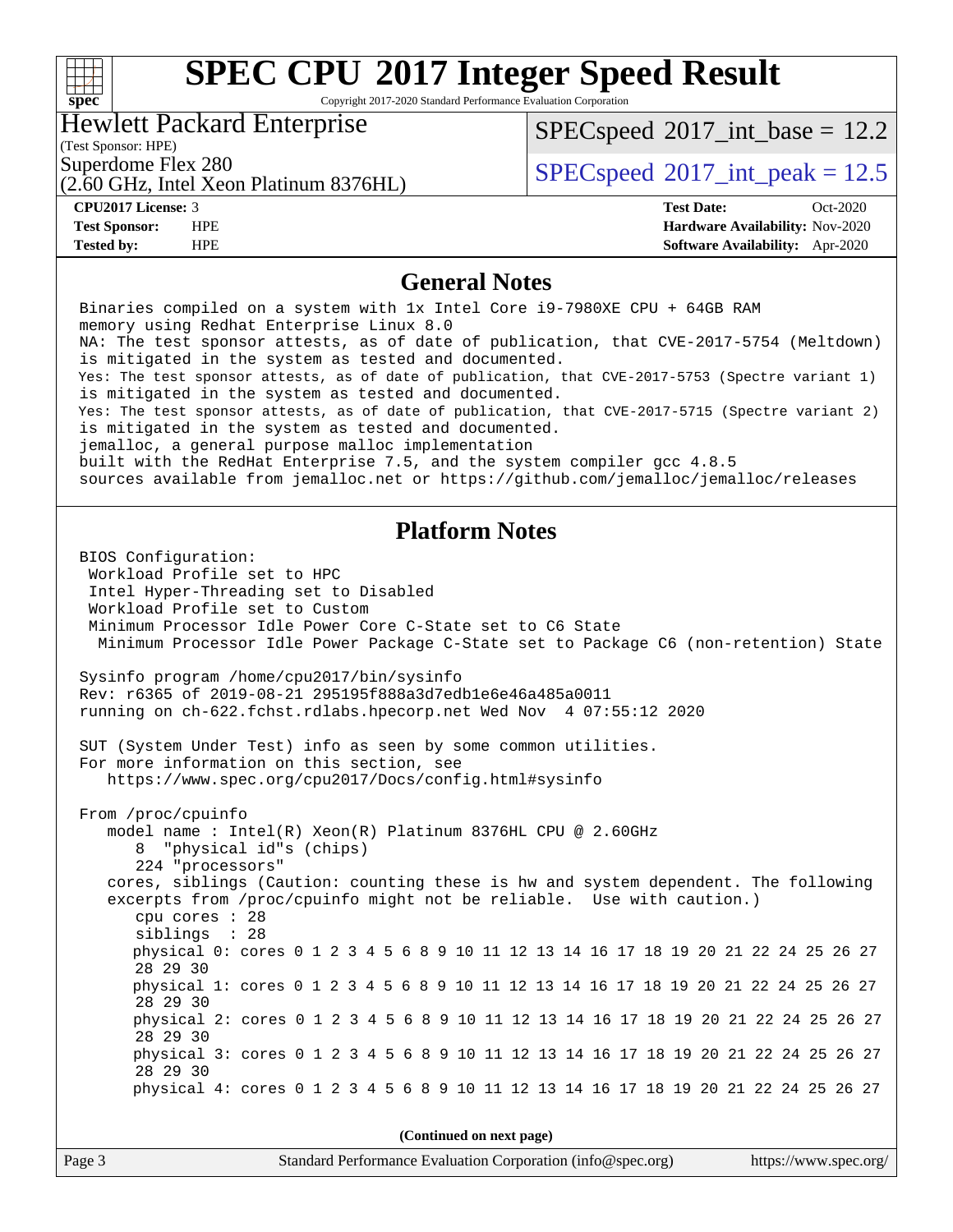# SPEC CPU 2017 Integer Speed Result

Copyright 2017-2020 Standard Performance Evaluation Corporation

**Hewlett Packard Enterprise**
(Test Sponsor: HPE)
Superdome Flex 280
(2.60 GHz, Intel Xeon Platinum 8376HL)

SPECspeed 2017_int_base = 12.2
SPECspeed 2017_int_peak = 12.5

| | | | |
|---|---|---|---|
| **CPU2017 License:** | 3 | **Test Date:** | Oct-2020 |
| **Test Sponsor:** | HPE | **Hardware Availability:** | Nov-2020 |
| **Tested by:** | HPE | **Software Availability:** | Apr-2020 |

## General Notes

```
Binaries compiled on a system with 1x Intel Core i9-7980XE CPU + 64GB RAM
memory using Redhat Enterprise Linux 8.0
NA: The test sponsor attests, as of date of publication, that CVE-2017-5754 (Meltdown)
is mitigated in the system as tested and documented.
Yes: The test sponsor attests, as of date of publication, that CVE-2017-5753 (Spectre variant 1)
is mitigated in the system as tested and documented.
Yes: The test sponsor attests, as of date of publication, that CVE-2017-5715 (Spectre variant 2)
is mitigated in the system as tested and documented.
jemalloc, a general purpose malloc implementation
built with the RedHat Enterprise 7.5, and the system compiler gcc 4.8.5
sources available from jemalloc.net or https://github.com/jemalloc/jemalloc/releases
```

## Platform Notes

```
BIOS Configuration:
 Workload Profile set to HPC
 Intel Hyper-Threading set to Disabled
 Workload Profile set to Custom
 Minimum Processor Idle Power Core C-State set to C6 State
  Minimum Processor Idle Power Package C-State set to Package C6 (non-retention) State

Sysinfo program /home/cpu2017/bin/sysinfo
Rev: r6365 of 2019-08-21 295195f888a3d7edb1e6e46a485a0011
running on ch-622.fchst.rdlabs.hpecorp.net Wed Nov  4 07:55:12 2020

SUT (System Under Test) info as seen by some common utilities.
For more information on this section, see
   https://www.spec.org/cpu2017/Docs/config.html#sysinfo

From /proc/cpuinfo
   model name : Intel(R) Xeon(R) Platinum 8376HL CPU @ 2.60GHz
      8  "physical id"s (chips)
      224 "processors"
   cores, siblings (Caution: counting these is hw and system dependent. The following
   excerpts from /proc/cpuinfo might not be reliable.  Use with caution.)
      cpu cores : 28
      siblings  : 28
      physical 0: cores 0 1 2 3 4 5 6 8 9 10 11 12 13 14 16 17 18 19 20 21 22 24 25 26 27
      28 29 30
      physical 1: cores 0 1 2 3 4 5 6 8 9 10 11 12 13 14 16 17 18 19 20 21 22 24 25 26 27
      28 29 30
      physical 2: cores 0 1 2 3 4 5 6 8 9 10 11 12 13 14 16 17 18 19 20 21 22 24 25 26 27
      28 29 30
      physical 3: cores 0 1 2 3 4 5 6 8 9 10 11 12 13 14 16 17 18 19 20 21 22 24 25 26 27
      28 29 30
      physical 4: cores 0 1 2 3 4 5 6 8 9 10 11 12 13 14 16 17 18 19 20 21 22 24 25 26 27
```

(Continued on next page)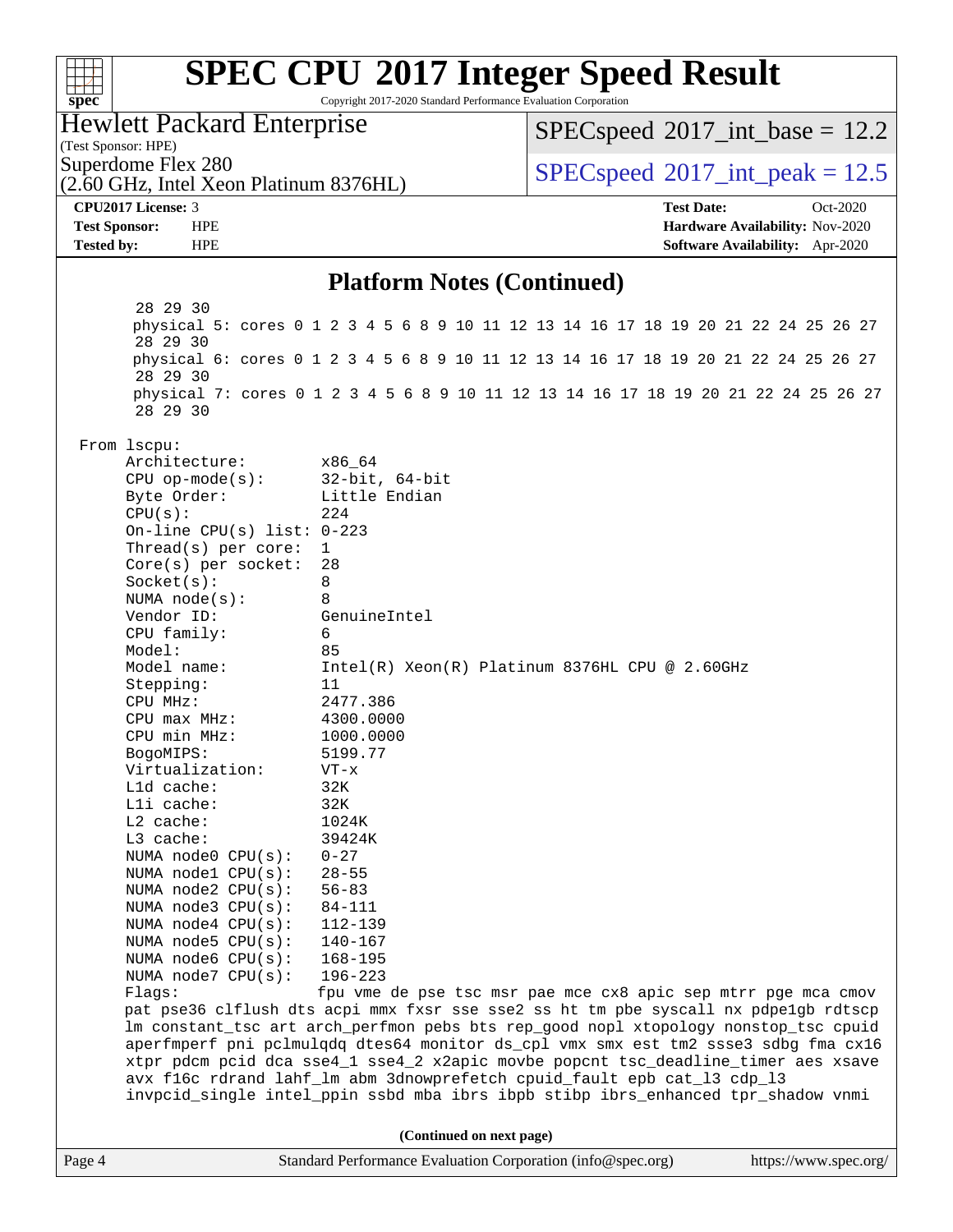## Platform Notes (Continued)

```
     28 29 30
     physical 5: cores 0 1 2 3 4 5 6 8 9 10 11 12 13 14 16 17 18 19 20 21 22 24 25 26 27
     28 29 30
     physical 6: cores 0 1 2 3 4 5 6 8 9 10 11 12 13 14 16 17 18 19 20 21 22 24 25 26 27
     28 29 30
     physical 7: cores 0 1 2 3 4 5 6 8 9 10 11 12 13 14 16 17 18 19 20 21 22 24 25 26 27
     28 29 30

 From lscpu:
      Architecture:          x86_64
      CPU op-mode(s):        32-bit, 64-bit
      Byte Order:            Little Endian
      CPU(s):                224
      On-line CPU(s) list:   0-223
      Thread(s) per core:    1
      Core(s) per socket:    28
      Socket(s):             8
      NUMA node(s):          8
      Vendor ID:             GenuineIntel
      CPU family:            6
      Model:                 85
      Model name:            Intel(R) Xeon(R) Platinum 8376HL CPU @ 2.60GHz
      Stepping:              11
      CPU MHz:               2477.386
      CPU max MHz:           4300.0000
      CPU min MHz:           1000.0000
      BogoMIPS:              5199.77
      Virtualization:        VT-x
      L1d cache:             32K
      L1i cache:             32K
      L2 cache:              1024K
      L3 cache:              39424K
      NUMA node0 CPU(s):     0-27
      NUMA node1 CPU(s):     28-55
      NUMA node2 CPU(s):     56-83
      NUMA node3 CPU(s):     84-111
      NUMA node4 CPU(s):     112-139
      NUMA node5 CPU(s):     140-167
      NUMA node6 CPU(s):     168-195
      NUMA node7 CPU(s):     196-223
      Flags:                 fpu vme de pse tsc msr pae mce cx8 apic sep mtrr pge mca cmov
      pat pse36 clflush dts acpi mmx fxsr sse sse2 ss ht tm pbe syscall nx pdpe1gb rdtscp
      lm constant_tsc art arch_perfmon pebs bts rep_good nopl xtopology nonstop_tsc cpuid
      aperfmperf pni pclmulqdq dtes64 monitor ds_cpl vmx smx est tm2 ssse3 sdbg fma cx16
      xtpr pdcm pcid dca sse4_1 sse4_2 x2apic movbe popcnt tsc_deadline_timer aes xsave
      avx f16c rdrand lahf_lm abm 3dnowprefetch cpuid_fault epb cat_l3 cdp_l3
      invpcid_single intel_ppin ssbd mba ibrs ibpb stibp ibrs_enhanced tpr_shadow vnmi
```

**(Continued on next page)**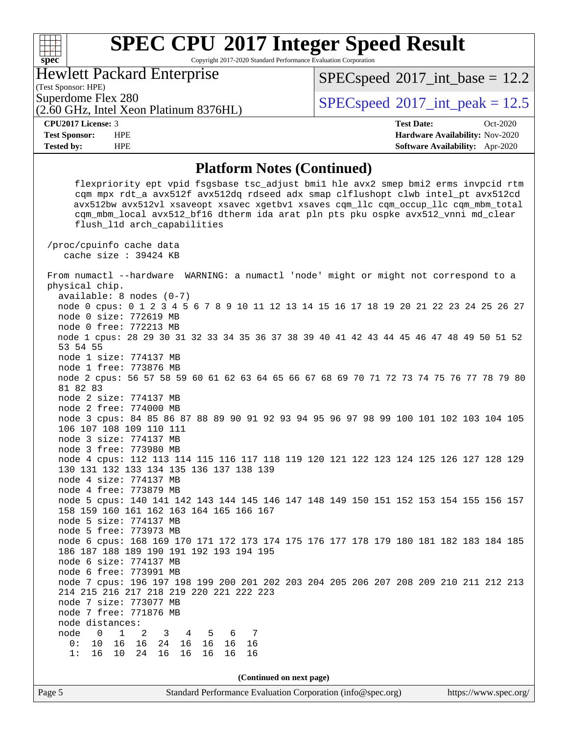# SPEC CPU 2017 Integer Speed Result

Copyright 2017-2020 Standard Performance Evaluation Corporation

**Hewlett Packard Enterprise**
(Test Sponsor: HPE)
Superdome Flex 280
(2.60 GHz, Intel Xeon Platinum 8376HL)

SPECspeed 2017_int_base = 12.2
SPECspeed 2017_int_peak = 12.5

| | | | |
|---|---|---|---|
| **CPU2017 License:** | 3 | **Test Date:** | Oct-2020 |
| **Test Sponsor:** | HPE | **Hardware Availability:** | Nov-2020 |
| **Tested by:** | HPE | **Software Availability:** | Apr-2020 |

## Platform Notes (Continued)

```
      flexpriority ept vpid fsgsbase tsc_adjust bmi1 hle avx2 smep bmi2 erms invpcid rtm
      cqm mpx rdt_a avx512f avx512dq rdseed adx smap clflushopt clwb intel_pt avx512cd
      avx512bw avx512vl xsaveopt xsavec xgetbv1 xsaves cqm_llc cqm_occup_llc cqm_mbm_total
      cqm_mbm_local avx512_bf16 dtherm ida arat pln pts pku ospke avx512_vnni md_clear
      flush_l1d arch_capabilities

 /proc/cpuinfo cache data
    cache size : 39424 KB

 From numactl --hardware  WARNING: a numactl 'node' might or might not correspond to a
 physical chip.
   available: 8 nodes (0-7)
   node 0 cpus: 0 1 2 3 4 5 6 7 8 9 10 11 12 13 14 15 16 17 18 19 20 21 22 23 24 25 26 27
   node 0 size: 772619 MB
   node 0 free: 772213 MB
   node 1 cpus: 28 29 30 31 32 33 34 35 36 37 38 39 40 41 42 43 44 45 46 47 48 49 50 51 52
   53 54 55
   node 1 size: 774137 MB
   node 1 free: 773876 MB
   node 2 cpus: 56 57 58 59 60 61 62 63 64 65 66 67 68 69 70 71 72 73 74 75 76 77 78 79 80
   81 82 83
   node 2 size: 774137 MB
   node 2 free: 774000 MB
   node 3 cpus: 84 85 86 87 88 89 90 91 92 93 94 95 96 97 98 99 100 101 102 103 104 105
   106 107 108 109 110 111
   node 3 size: 774137 MB
   node 3 free: 773980 MB
   node 4 cpus: 112 113 114 115 116 117 118 119 120 121 122 123 124 125 126 127 128 129
   130 131 132 133 134 135 136 137 138 139
   node 4 size: 774137 MB
   node 4 free: 773879 MB
   node 5 cpus: 140 141 142 143 144 145 146 147 148 149 150 151 152 153 154 155 156 157
   158 159 160 161 162 163 164 165 166 167
   node 5 size: 774137 MB
   node 5 free: 773973 MB
   node 6 cpus: 168 169 170 171 172 173 174 175 176 177 178 179 180 181 182 183 184 185
   186 187 188 189 190 191 192 193 194 195
   node 6 size: 774137 MB
   node 6 free: 773991 MB
   node 7 cpus: 196 197 198 199 200 201 202 203 204 205 206 207 208 209 210 211 212 213
   214 215 216 217 218 219 220 221 222 223
   node 7 size: 773077 MB
   node 7 free: 771876 MB
   node distances:
   node   0   1   2   3   4   5   6   7
     0:  10  16  16  24  16  16  16  16
     1:  16  10  24  16  16  16  16  16
```

**(Continued on next page)**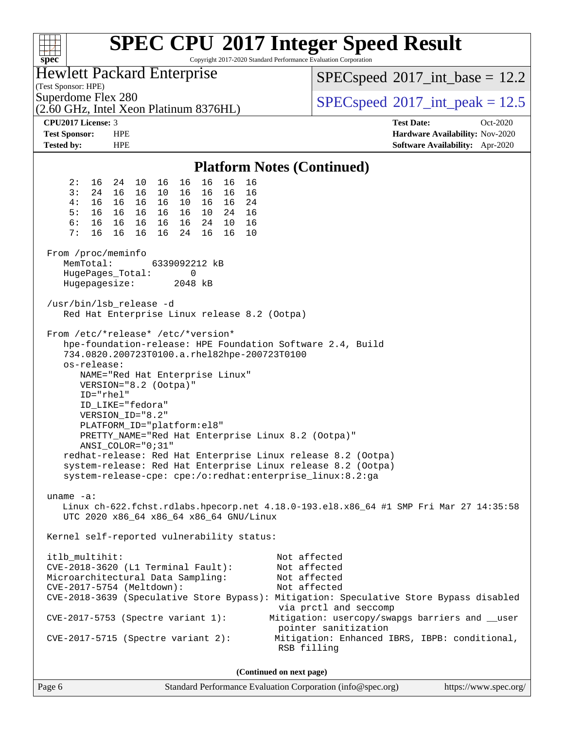# SPEC CPU 2017 Integer Speed Result

Copyright 2017-2020 Standard Performance Evaluation Corporation

**Hewlett Packard Enterprise**
(Test Sponsor: HPE)
Superdome Flex 280
(2.60 GHz, Intel Xeon Platinum 8376HL)

SPECspeed 2017_int_base = 12.2
SPECspeed 2017_int_peak = 12.5

**CPU2017 License:** 3
**Test Sponsor:** HPE
**Tested by:** HPE

**Test Date:** Oct-2020
**Hardware Availability:** Nov-2020
**Software Availability:** Apr-2020

## Platform Notes (Continued)

```
     2:  16  24  10  16  16  16  16  16
     3:  24  16  16  10  16  16  16  16
     4:  16  16  16  16  10  16  16  24
     5:  16  16  16  16  16  10  24  16
     6:  16  16  16  16  16  24  10  16
     7:  16  16  16  16  24  16  16  10

 From /proc/meminfo
    MemTotal:       6339092212 kB
    HugePages_Total:       0
    Hugepagesize:       2048 kB

 /usr/bin/lsb_release -d
    Red Hat Enterprise Linux release 8.2 (Ootpa)

 From /etc/*release* /etc/*version*
    hpe-foundation-release: HPE Foundation Software 2.4, Build
    734.0820.200723T0100.a.rhel82hpe-200723T0100
    os-release:
       NAME="Red Hat Enterprise Linux"
       VERSION="8.2 (Ootpa)"
       ID="rhel"
       ID_LIKE="fedora"
       VERSION_ID="8.2"
       PLATFORM_ID="platform:el8"
       PRETTY_NAME="Red Hat Enterprise Linux 8.2 (Ootpa)"
       ANSI_COLOR="0;31"
    redhat-release: Red Hat Enterprise Linux release 8.2 (Ootpa)
    system-release: Red Hat Enterprise Linux release 8.2 (Ootpa)
    system-release-cpe: cpe:/o:redhat:enterprise_linux:8.2:ga

 uname -a:
    Linux ch-622.fchst.rdlabs.hpecorp.net 4.18.0-193.el8.x86_64 #1 SMP Fri Mar 27 14:35:58
    UTC 2020 x86_64 x86_64 x86_64 GNU/Linux

 Kernel self-reported vulnerability status:

 itlb_multihit:                                         Not affected
 CVE-2018-3620 (L1 Terminal Fault):                     Not affected
 Microarchitectural Data Sampling:                      Not affected
 CVE-2017-5754 (Meltdown):                              Not affected
 CVE-2018-3639 (Speculative Store Bypass): Mitigation: Speculative Store Bypass disabled
                                                        via prctl and seccomp
 CVE-2017-5753 (Spectre variant 1):                    Mitigation: usercopy/swapgs barriers and __user
                                                        pointer sanitization
 CVE-2017-5715 (Spectre variant 2):                    Mitigation: Enhanced IBRS, IBPB: conditional,
                                                        RSB filling
```

**(Continued on next page)**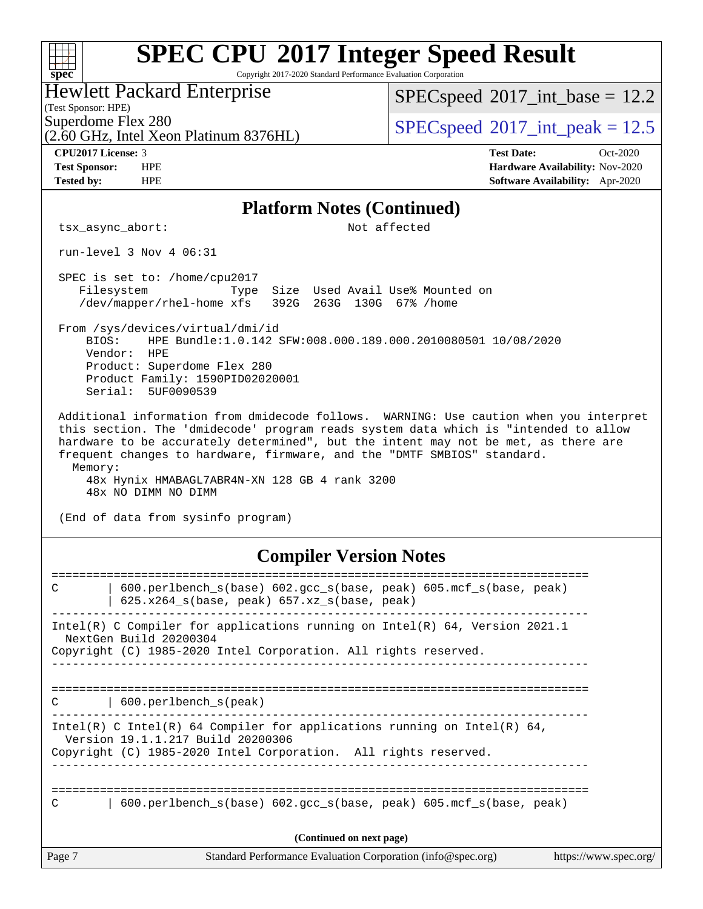# SPEC CPU 2017 Integer Speed Result

Copyright 2017-2020 Standard Performance Evaluation Corporation

**Hewlett Packard Enterprise**
(Test Sponsor: HPE)
Superdome Flex 280
(2.60 GHz, Intel Xeon Platinum 8376HL)

SPECspeed 2017_int_base = 12.2
SPECspeed 2017_int_peak = 12.5

**CPU2017 License:** 3
**Test Sponsor:** HPE
**Tested by:** HPE

**Test Date:** Oct-2020
**Hardware Availability:** Nov-2020
**Software Availability:** Apr-2020

## Platform Notes (Continued)

```
tsx_async_abort:                                  Not affected

run-level 3 Nov 4 06:31

SPEC is set to: /home/cpu2017
   Filesystem            Type  Size  Used Avail Use% Mounted on
   /dev/mapper/rhel-home xfs   392G  263G  130G  67% /home

From /sys/devices/virtual/dmi/id
    BIOS:    HPE Bundle:1.0.142 SFW:008.000.189.000.2010080501 10/08/2020
    Vendor:  HPE
    Product: Superdome Flex 280
    Product Family: 1590PID02020001
    Serial:  5UF0090539

Additional information from dmidecode follows.  WARNING: Use caution when you interpret
this section. The 'dmidecode' program reads system data which is "intended to allow
hardware to be accurately determined", but the intent may not be met, as there are
frequent changes to hardware, firmware, and the "DMTF SMBIOS" standard.
  Memory:
    48x Hynix HMABAGL7ABR4N-XN 128 GB 4 rank 3200
    48x NO DIMM NO DIMM

(End of data from sysinfo program)
```

## Compiler Version Notes

```
==============================================================================
C       | 600.perlbench_s(base) 602.gcc_s(base, peak) 605.mcf_s(base, peak)
        | 625.x264_s(base, peak) 657.xz_s(base, peak)
------------------------------------------------------------------------------
Intel(R) C Compiler for applications running on Intel(R) 64, Version 2021.1
  NextGen Build 20200304
Copyright (C) 1985-2020 Intel Corporation. All rights reserved.
------------------------------------------------------------------------------

==============================================================================
C       | 600.perlbench_s(peak)
------------------------------------------------------------------------------
Intel(R) C Intel(R) 64 Compiler for applications running on Intel(R) 64,
  Version 19.1.1.217 Build 20200306
Copyright (C) 1985-2020 Intel Corporation.  All rights reserved.
------------------------------------------------------------------------------

==============================================================================
C       | 600.perlbench_s(base) 602.gcc_s(base, peak) 605.mcf_s(base, peak)
```

(Continued on next page)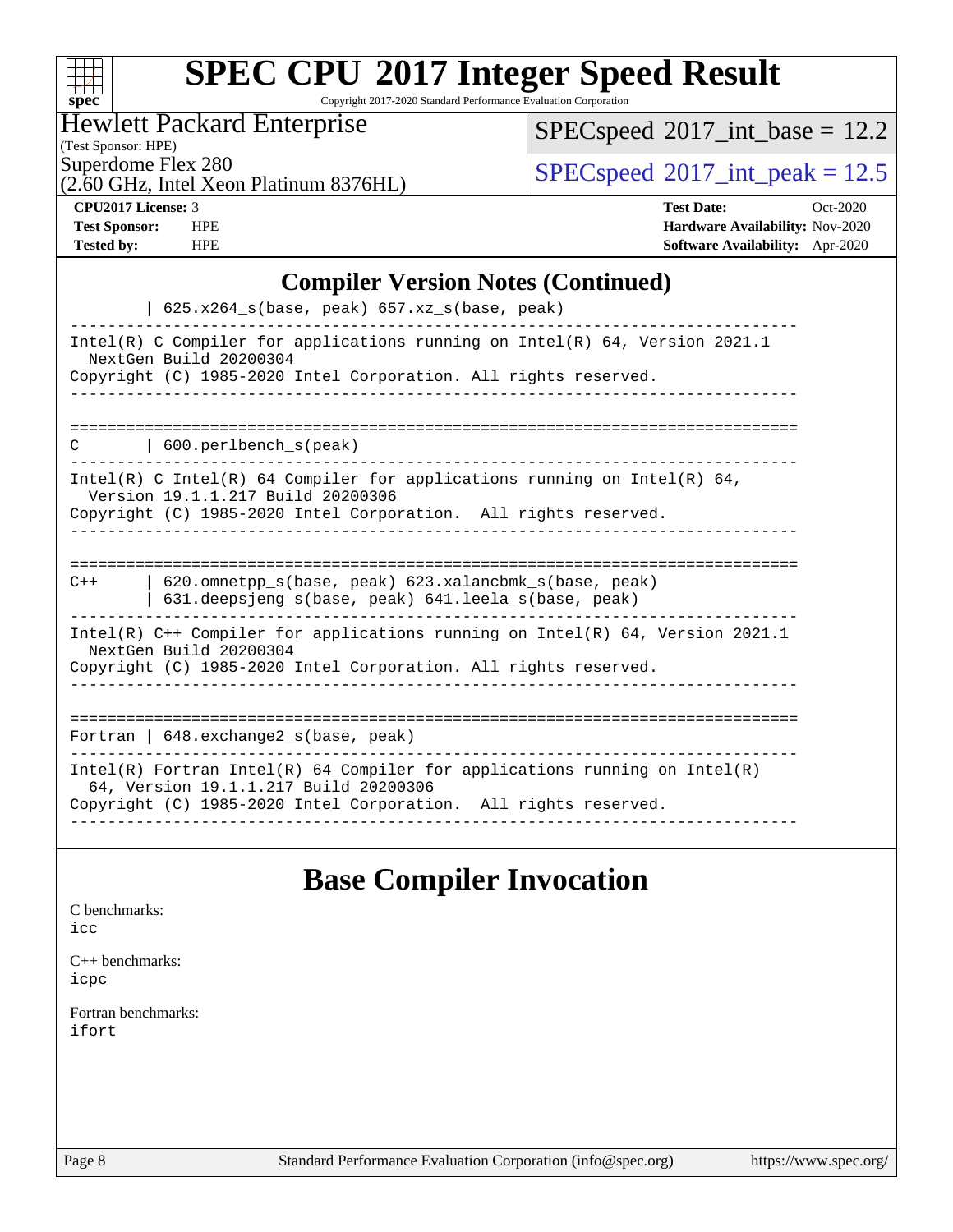# SPEC CPU 2017 Integer Speed Result

Copyright 2017-2020 Standard Performance Evaluation Corporation

Hewlett Packard Enterprise
(Test Sponsor: HPE)
Superdome Flex 280
(2.60 GHz, Intel Xeon Platinum 8376HL)

SPECspeed 2017_int_base = 12.2
SPECspeed 2017_int_peak = 12.5

**CPU2017 License:** 3
**Test Sponsor:** HPE
**Tested by:** HPE

**Test Date:** Oct-2020
**Hardware Availability:** Nov-2020
**Software Availability:** Apr-2020

## Compiler Version Notes (Continued)

```
         | 625.x264_s(base, peak) 657.xz_s(base, peak)
------------------------------------------------------------------------------
Intel(R) C Compiler for applications running on Intel(R) 64, Version 2021.1
  NextGen Build 20200304
Copyright (C) 1985-2020 Intel Corporation. All rights reserved.
------------------------------------------------------------------------------

==============================================================================
C        | 600.perlbench_s(peak)
------------------------------------------------------------------------------
Intel(R) C Intel(R) 64 Compiler for applications running on Intel(R) 64,
  Version 19.1.1.217 Build 20200306
Copyright (C) 1985-2020 Intel Corporation.  All rights reserved.
------------------------------------------------------------------------------

==============================================================================
C++      | 620.omnetpp_s(base, peak) 623.xalancbmk_s(base, peak)
         | 631.deepsjeng_s(base, peak) 641.leela_s(base, peak)
------------------------------------------------------------------------------
Intel(R) C++ Compiler for applications running on Intel(R) 64, Version 2021.1
  NextGen Build 20200304
Copyright (C) 1985-2020 Intel Corporation. All rights reserved.
------------------------------------------------------------------------------

==============================================================================
Fortran | 648.exchange2_s(base, peak)
------------------------------------------------------------------------------
Intel(R) Fortran Intel(R) 64 Compiler for applications running on Intel(R)
  64, Version 19.1.1.217 Build 20200306
Copyright (C) 1985-2020 Intel Corporation.  All rights reserved.
------------------------------------------------------------------------------
```

## Base Compiler Invocation

C benchmarks:
icc

C++ benchmarks:
icpc

Fortran benchmarks:
ifort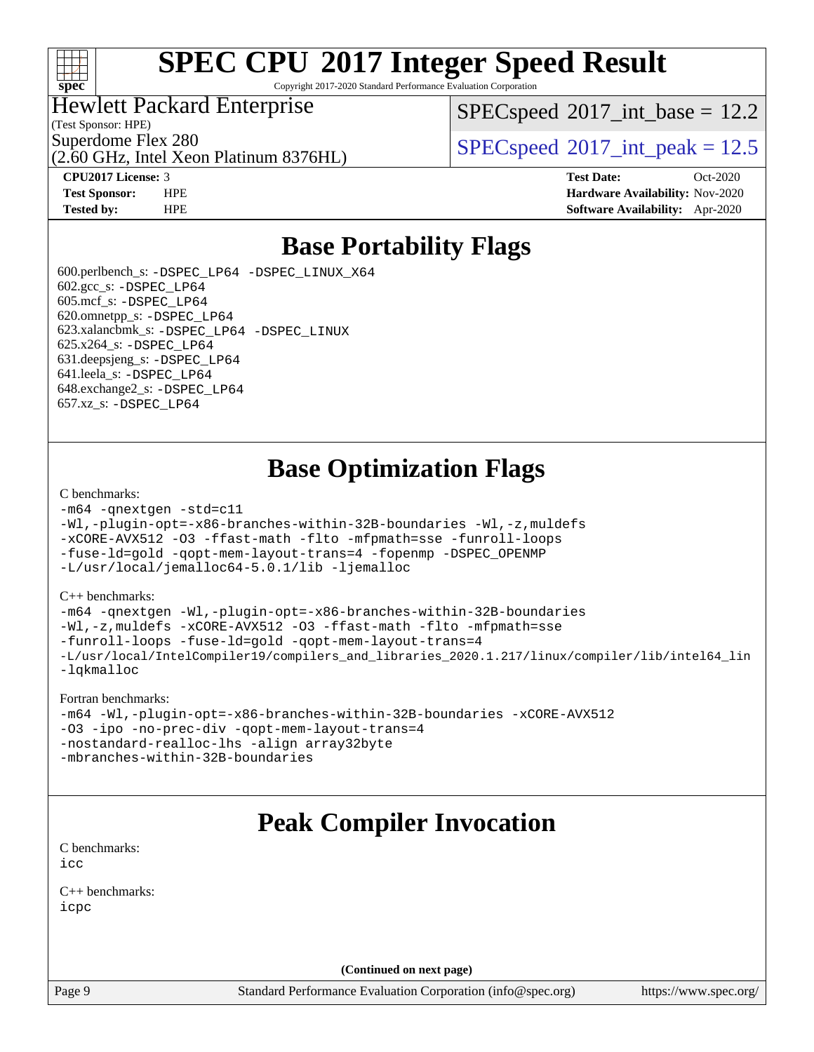# SPEC CPU 2017 Integer Speed Result

Copyright 2017-2020 Standard Performance Evaluation Corporation

Hewlett Packard Enterprise
(Test Sponsor: HPE)
Superdome Flex 280
(2.60 GHz, Intel Xeon Platinum 8376HL)

SPECspeed 2017_int_base = 12.2
SPECspeed 2017_int_peak = 12.5

**CPU2017 License:** 3
**Test Sponsor:** HPE
**Tested by:** HPE

**Test Date:** Oct-2020
**Hardware Availability:** Nov-2020
**Software Availability:** Apr-2020

## Base Portability Flags

600.perlbench_s: -DSPEC_LP64 -DSPEC_LINUX_X64
602.gcc_s: -DSPEC_LP64
605.mcf_s: -DSPEC_LP64
620.omnetpp_s: -DSPEC_LP64
623.xalancbmk_s: -DSPEC_LP64 -DSPEC_LINUX
625.x264_s: -DSPEC_LP64
631.deepsjeng_s: -DSPEC_LP64
641.leela_s: -DSPEC_LP64
648.exchange2_s: -DSPEC_LP64
657.xz_s: -DSPEC_LP64

## Base Optimization Flags

C benchmarks:

```
-m64 -qnextgen -std=c11
-Wl,-plugin-opt=-x86-branches-within-32B-boundaries -Wl,-z,muldefs
-xCORE-AVX512 -O3 -ffast-math -flto -mfpmath=sse -funroll-loops
-fuse-ld=gold -qopt-mem-layout-trans=4 -fopenmp -DSPEC_OPENMP
-L/usr/local/jemalloc64-5.0.1/lib -ljemalloc
```

C++ benchmarks:

```
-m64 -qnextgen -Wl,-plugin-opt=-x86-branches-within-32B-boundaries
-Wl,-z,muldefs -xCORE-AVX512 -O3 -ffast-math -flto -mfpmath=sse
-funroll-loops -fuse-ld=gold -qopt-mem-layout-trans=4
-L/usr/local/IntelCompiler19/compilers_and_libraries_2020.1.217/linux/compiler/lib/intel64_lin
-lqkmalloc
```

Fortran benchmarks:

```
-m64 -Wl,-plugin-opt=-x86-branches-within-32B-boundaries -xCORE-AVX512
-O3 -ipo -no-prec-div -qopt-mem-layout-trans=4
-nostandard-realloc-lhs -align array32byte
-mbranches-within-32B-boundaries
```

## Peak Compiler Invocation

C benchmarks:

```
icc
```

C++ benchmarks:

```
icpc
```

**(Continued on next page)**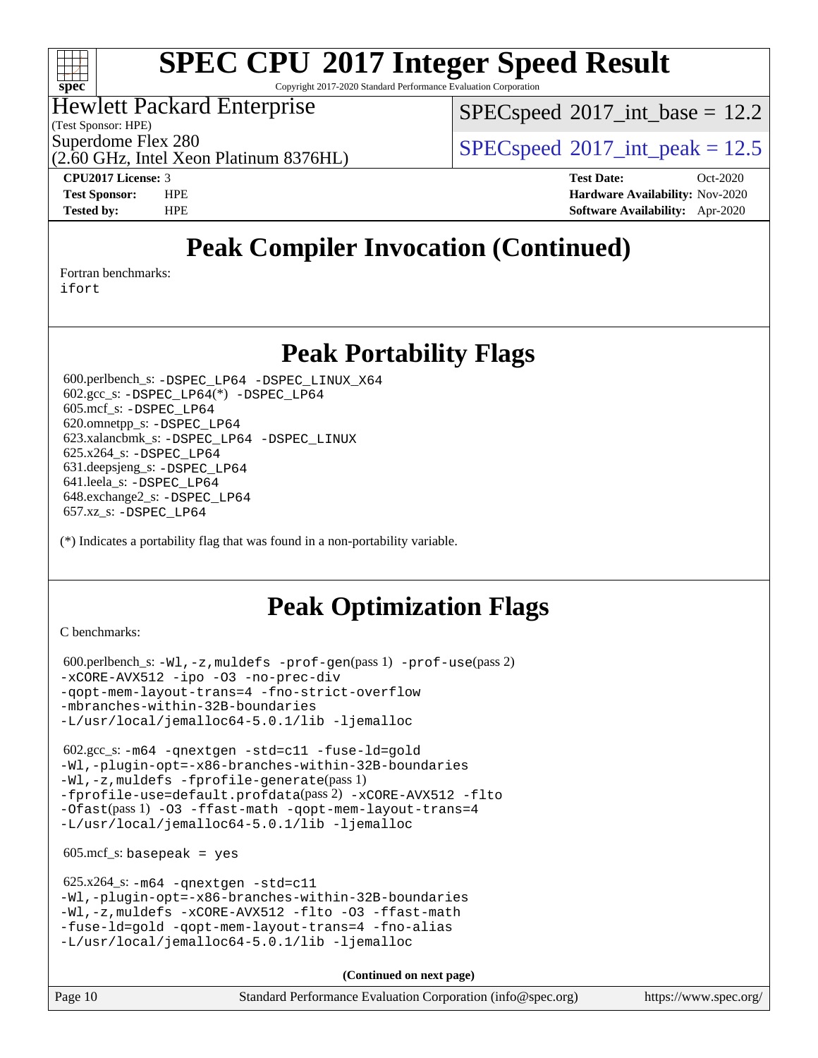# SPEC CPU 2017 Integer Speed Result

Copyright 2017-2020 Standard Performance Evaluation Corporation

Hewlett Packard Enterprise
(Test Sponsor: HPE)
Superdome Flex 280
(2.60 GHz, Intel Xeon Platinum 8376HL)

SPECspeed 2017_int_base = 12.2
SPECspeed 2017_int_peak = 12.5

**CPU2017 License:** 3
**Test Sponsor:** HPE
**Tested by:** HPE

**Test Date:** Oct-2020
**Hardware Availability:** Nov-2020
**Software Availability:** Apr-2020

## Peak Compiler Invocation (Continued)

Fortran benchmarks:
ifort

## Peak Portability Flags

600.perlbench_s: -DSPEC_LP64 -DSPEC_LINUX_X64
602.gcc_s: -DSPEC_LP64(*) -DSPEC_LP64
605.mcf_s: -DSPEC_LP64
620.omnetpp_s: -DSPEC_LP64
623.xalancbmk_s: -DSPEC_LP64 -DSPEC_LINUX
625.x264_s: -DSPEC_LP64
631.deepsjeng_s: -DSPEC_LP64
641.leela_s: -DSPEC_LP64
648.exchange2_s: -DSPEC_LP64
657.xz_s: -DSPEC_LP64

(*) Indicates a portability flag that was found in a non-portability variable.

## Peak Optimization Flags

C benchmarks:

600.perlbench_s: -Wl,-z,muldefs -prof-gen(pass 1) -prof-use(pass 2)
-xCORE-AVX512 -ipo -O3 -no-prec-div
-qopt-mem-layout-trans=4 -fno-strict-overflow
-mbranches-within-32B-boundaries
-L/usr/local/jemalloc64-5.0.1/lib -ljemalloc

602.gcc_s: -m64 -qnextgen -std=c11 -fuse-ld=gold
-Wl,-plugin-opt=-x86-branches-within-32B-boundaries
-Wl,-z,muldefs -fprofile-generate(pass 1)
-fprofile-use=default.profdata(pass 2) -xCORE-AVX512 -flto
-Ofast(pass 1) -O3 -ffast-math -qopt-mem-layout-trans=4
-L/usr/local/jemalloc64-5.0.1/lib -ljemalloc

605.mcf_s: basepeak = yes

625.x264_s: -m64 -qnextgen -std=c11
-Wl,-plugin-opt=-x86-branches-within-32B-boundaries
-Wl,-z,muldefs -xCORE-AVX512 -flto -O3 -ffast-math
-fuse-ld=gold -qopt-mem-layout-trans=4 -fno-alias
-L/usr/local/jemalloc64-5.0.1/lib -ljemalloc

**(Continued on next page)**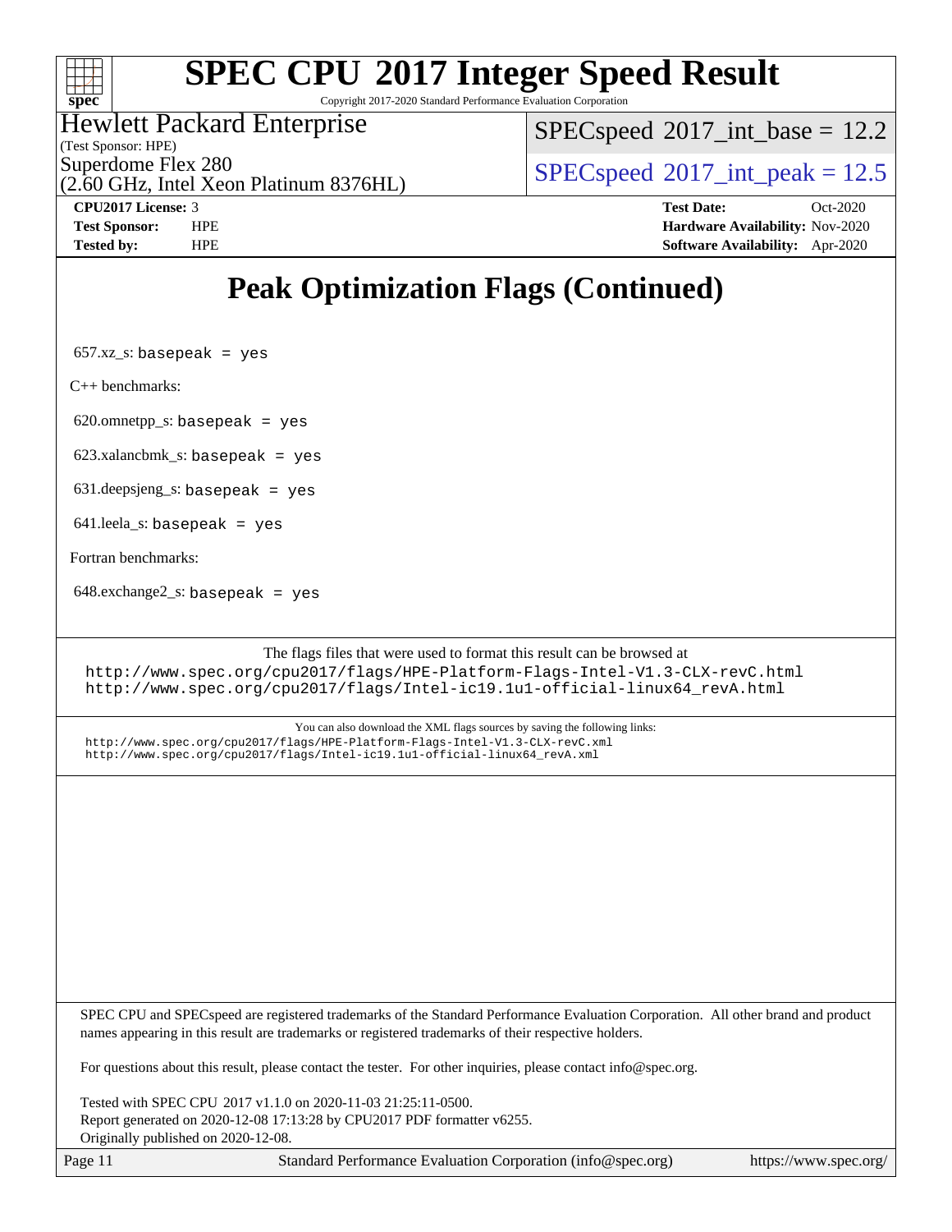# SPEC CPU 2017 Integer Speed Result

Copyright 2017-2020 Standard Performance Evaluation Corporation

Hewlett Packard Enterprise
(Test Sponsor: HPE)
Superdome Flex 280
(2.60 GHz, Intel Xeon Platinum 8376HL)

SPECspeed 2017_int_base = 12.2
SPECspeed 2017_int_peak = 12.5

**CPU2017 License:** 3
**Test Sponsor:** HPE
**Tested by:** HPE

**Test Date:** Oct-2020
**Hardware Availability:** Nov-2020
**Software Availability:** Apr-2020

## Peak Optimization Flags (Continued)

657.xz_s: `basepeak = yes`

C++ benchmarks:

620.omnetpp_s: `basepeak = yes`

623.xalancbmk_s: `basepeak = yes`

631.deepsjeng_s: `basepeak = yes`

641.leela_s: `basepeak = yes`

Fortran benchmarks:

648.exchange2_s: `basepeak = yes`

The flags files that were used to format this result can be browsed at
http://www.spec.org/cpu2017/flags/HPE-Platform-Flags-Intel-V1.3-CLX-revC.html
http://www.spec.org/cpu2017/flags/Intel-ic19.1u1-official-linux64_revA.html

You can also download the XML flags sources by saving the following links:
http://www.spec.org/cpu2017/flags/HPE-Platform-Flags-Intel-V1.3-CLX-revC.xml
http://www.spec.org/cpu2017/flags/Intel-ic19.1u1-official-linux64_revA.xml

SPEC CPU and SPECspeed are registered trademarks of the Standard Performance Evaluation Corporation. All other brand and product names appearing in this result are trademarks or registered trademarks of their respective holders.

For questions about this result, please contact the tester. For other inquiries, please contact info@spec.org.

Tested with SPEC CPU 2017 v1.1.0 on 2020-11-03 21:25:11-0500.
Report generated on 2020-12-08 17:13:28 by CPU2017 PDF formatter v6255.
Originally published on 2020-12-08.